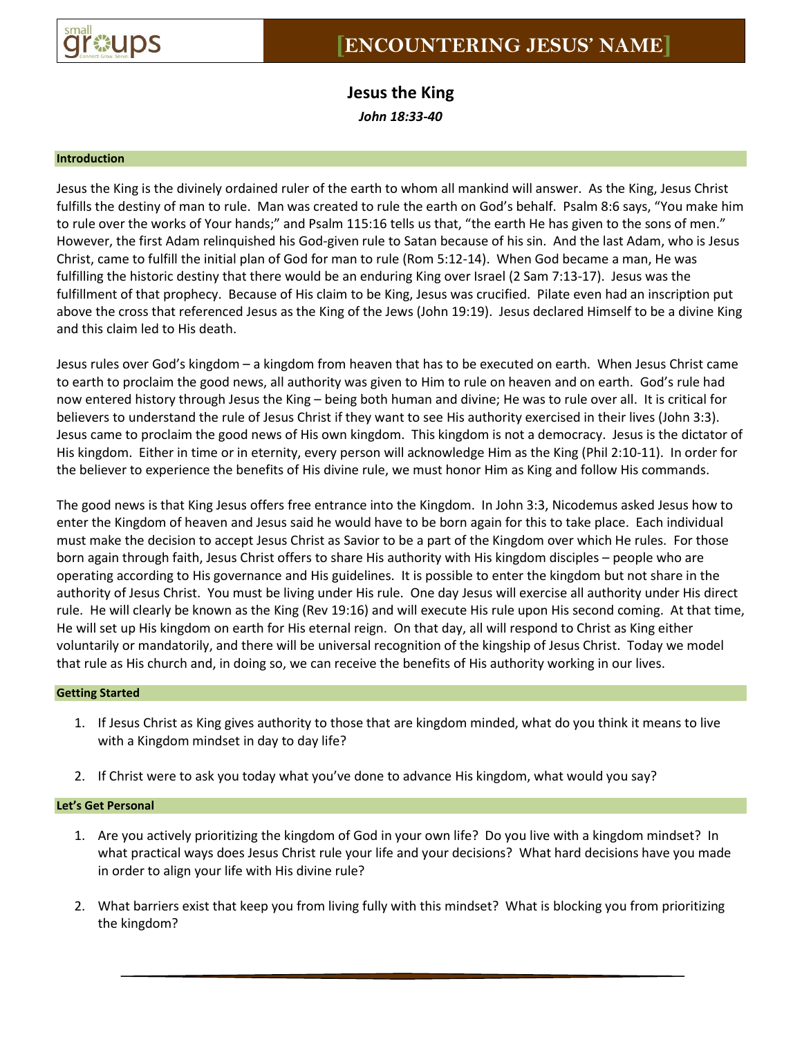# [ENCOUNTERING JESUS' NAME]

## Jesus the King

*John 18:33-40*

### Introduction

Jesus the King is the divinely ordained ruler of the earth to whom all mankind will answer. As the King, Jesus Christ fulfills the destiny of man to rule. Man was created to rule the earth on God's behalf. Psalm 8:6 says, "You make him to rule over the works of Your hands;" and Psalm 115:16 tells us that, "the earth He has given to the sons of men." However, the first Adam relinquished his God-given rule to Satan because of his sin. And the last Adam, who is Jesus Christ, came to fulfill the initial plan of God for man to rule (Rom 5:12-14). When God became a man, He was fulfilling the historic destiny that there would be an enduring King over Israel (2 Sam 7:13-17). Jesus was the fulfillment of that prophecy. Because of His claim to be King, Jesus was crucified. Pilate even had an inscription put above the cross that referenced Jesus as the King of the Jews (John 19:19). Jesus declared Himself to be a divine King and this claim led to His death.

Jesus rules over God's kingdom – a kingdom from heaven that has to be executed on earth. When Jesus Christ came to earth to proclaim the good news, all authority was given to Him to rule on heaven and on earth. God's rule had now entered history through Jesus the King – being both human and divine; He was to rule over all. It is critical for believers to understand the rule of Jesus Christ if they want to see His authority exercised in their lives (John 3:3). Jesus came to proclaim the good news of His own kingdom. This kingdom is not a democracy. Jesus is the dictator of His kingdom. Either in time or in eternity, every person will acknowledge Him as the King (Phil 2:10-11). In order for the believer to experience the benefits of His divine rule, we must honor Him as King and follow His commands.

The good news is that King Jesus offers free entrance into the Kingdom. In John 3:3, Nicodemus asked Jesus how to enter the Kingdom of heaven and Jesus said he would have to be born again for this to take place. Each individual must make the decision to accept Jesus Christ as Savior to be a part of the Kingdom over which He rules. For those born again through faith, Jesus Christ offers to share His authority with His kingdom disciples – people who are operating according to His governance and His guidelines. It is possible to enter the kingdom but not share in the authority of Jesus Christ. You must be living under His rule. One day Jesus will exercise all authority under His direct rule. He will clearly be known as the King (Rev 19:16) and will execute His rule upon His second coming. At that time, He will set up His kingdom on earth for His eternal reign. On that day, all will respond to Christ as King either voluntarily or mandatorily, and there will be universal recognition of the kingship of Jesus Christ. Today we model that rule as His church and, in doing so, we can receive the benefits of His authority working in our lives.

### Getting Started

1. If Jesus Christ as King gives authority to those that are kingdom minded, what do you think it means to live with a Kingdom mindset in day to day life?
2. If Christ were to ask you today what you've done to advance His kingdom, what would you say?

### Let's Get Personal

1. Are you actively prioritizing the kingdom of God in your own life? Do you live with a kingdom mindset? In what practical ways does Jesus Christ rule your life and your decisions? What hard decisions have you made in order to align your life with His divine rule?
2. What barriers exist that keep you from living fully with this mindset? What is blocking you from prioritizing the kingdom?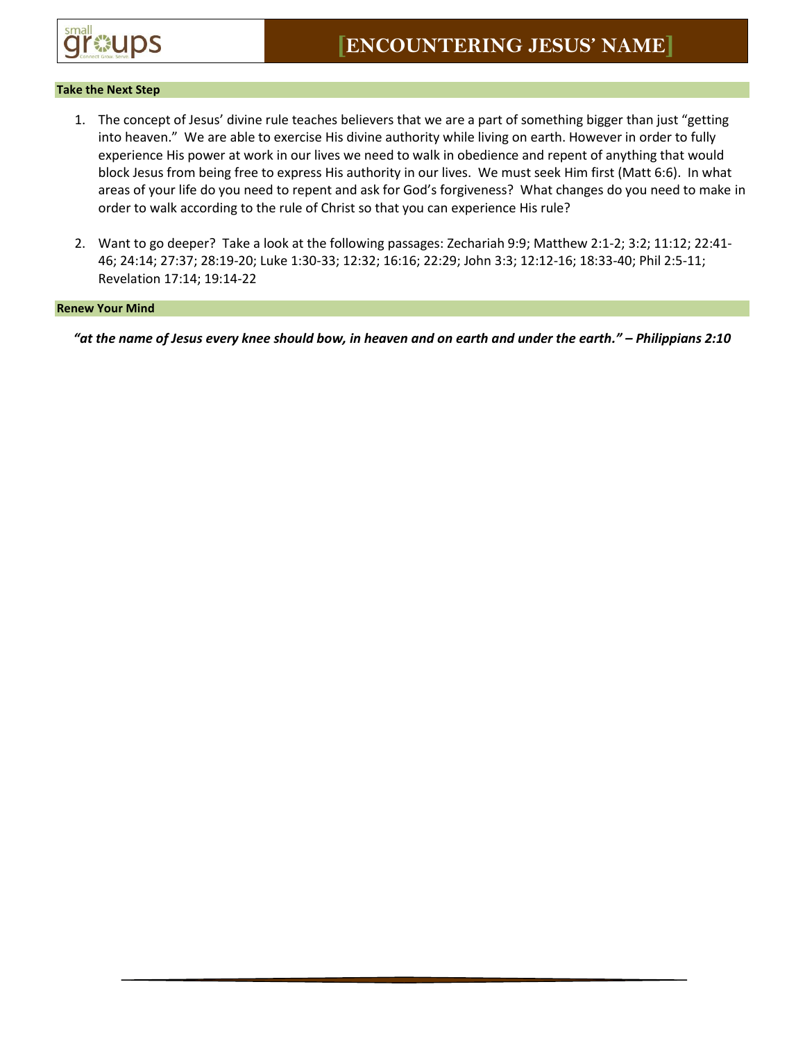#### Take the Next Step

1. The concept of Jesus' divine rule teaches believers that we are a part of something bigger than just "getting into heaven." We are able to exercise His divine authority while living on earth. However in order to fully experience His power at work in our lives we need to walk in obedience and repent of anything that would block Jesus from being free to express His authority in our lives. We must seek Him first (Matt 6:6). In what areas of your life do you need to repent and ask for God's forgiveness? What changes do you need to make in order to walk according to the rule of Christ so that you can experience His rule?

2. Want to go deeper? Take a look at the following passages: Zechariah 9:9; Matthew 2:1-2; 3:2; 11:12; 22:41-46; 24:14; 27:37; 28:19-20; Luke 1:30-33; 12:32; 16:16; 22:29; John 3:3; 12:12-16; 18:33-40; Phil 2:5-11; Revelation 17:14; 19:14-22

#### Renew Your Mind

***"at the name of Jesus every knee should bow, in heaven and on earth and under the earth." – Philippians 2:10***